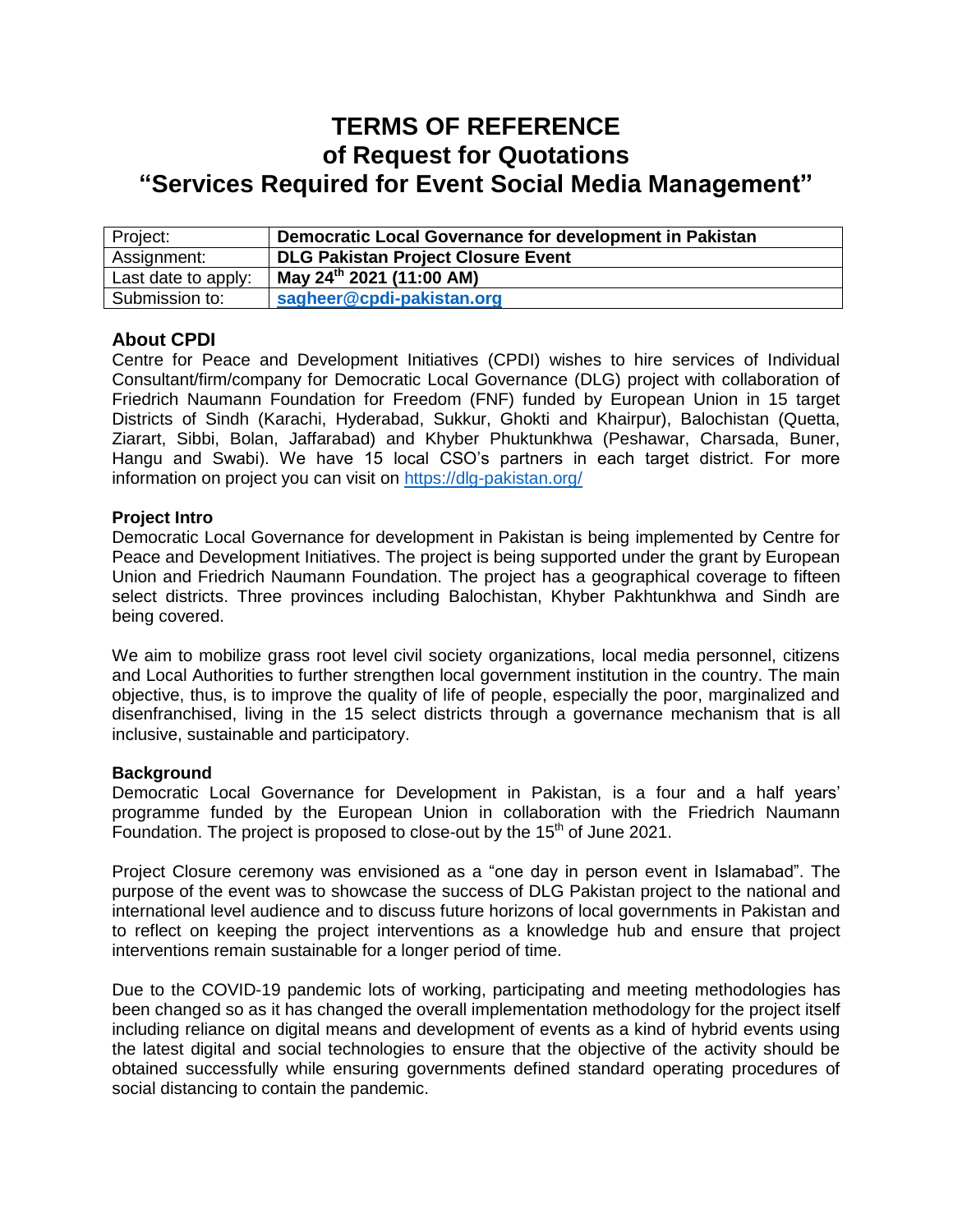# TERMS OF REFERENCE
# of Request for Quotations
# "Services Required for Event Social Media Management"

| Project: | **Democratic Local Governance for development in Pakistan** |
|---|---|
| Assignment: | **DLG Pakistan Project Closure Event** |
| Last date to apply: | **May 24th 2021 (11:00 AM)** |
| Submission to: | **sagheer@cpdi-pakistan.org** |

## About CPDI

Centre for Peace and Development Initiatives (CPDI) wishes to hire services of Individual Consultant/firm/company for Democratic Local Governance (DLG) project with collaboration of Friedrich Naumann Foundation for Freedom (FNF) funded by European Union in 15 target Districts of Sindh (Karachi, Hyderabad, Sukkur, Ghokti and Khairpur), Balochistan (Quetta, Ziarart, Sibbi, Bolan, Jaffarabad) and Khyber Phuktunkhwa (Peshawar, Charsada, Buner, Hangu and Swabi). We have 15 local CSO's partners in each target district. For more information on project you can visit on https://dlg-pakistan.org/

**Project Intro**

Democratic Local Governance for development in Pakistan is being implemented by Centre for Peace and Development Initiatives. The project is being supported under the grant by European Union and Friedrich Naumann Foundation. The project has a geographical coverage to fifteen select districts. Three provinces including Balochistan, Khyber Pakhtunkhwa and Sindh are being covered.

We aim to mobilize grass root level civil society organizations, local media personnel, citizens and Local Authorities to further strengthen local government institution in the country. The main objective, thus, is to improve the quality of life of people, especially the poor, marginalized and disenfranchised, living in the 15 select districts through a governance mechanism that is all inclusive, sustainable and participatory.

**Background**

Democratic Local Governance for Development in Pakistan, is a four and a half years' programme funded by the European Union in collaboration with the Friedrich Naumann Foundation. The project is proposed to close-out by the 15th of June 2021.

Project Closure ceremony was envisioned as a "one day in person event in Islamabad". The purpose of the event was to showcase the success of DLG Pakistan project to the national and international level audience and to discuss future horizons of local governments in Pakistan and to reflect on keeping the project interventions as a knowledge hub and ensure that project interventions remain sustainable for a longer period of time.

Due to the COVID-19 pandemic lots of working, participating and meeting methodologies has been changed so as it has changed the overall implementation methodology for the project itself including reliance on digital means and development of events as a kind of hybrid events using the latest digital and social technologies to ensure that the objective of the activity should be obtained successfully while ensuring governments defined standard operating procedures of social distancing to contain the pandemic.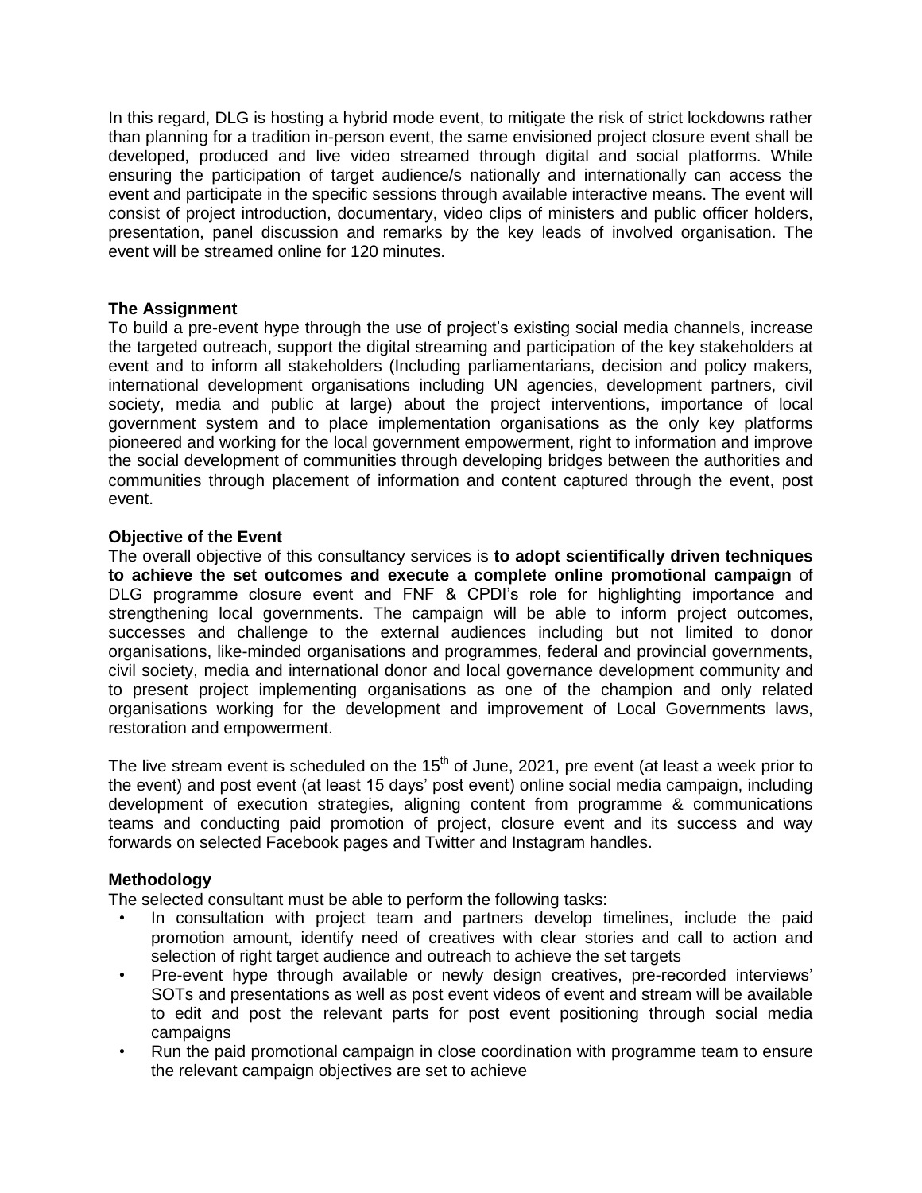In this regard, DLG is hosting a hybrid mode event, to mitigate the risk of strict lockdowns rather than planning for a tradition in-person event, the same envisioned project closure event shall be developed, produced and live video streamed through digital and social platforms. While ensuring the participation of target audience/s nationally and internationally can access the event and participate in the specific sessions through available interactive means. The event will consist of project introduction, documentary, video clips of ministers and public officer holders, presentation, panel discussion and remarks by the key leads of involved organisation. The event will be streamed online for 120 minutes.

**The Assignment**

To build a pre-event hype through the use of project's existing social media channels, increase the targeted outreach, support the digital streaming and participation of the key stakeholders at event and to inform all stakeholders (Including parliamentarians, decision and policy makers, international development organisations including UN agencies, development partners, civil society, media and public at large) about the project interventions, importance of local government system and to place implementation organisations as the only key platforms pioneered and working for the local government empowerment, right to information and improve the social development of communities through developing bridges between the authorities and communities through placement of information and content captured through the event, post event.

**Objective of the Event**

The overall objective of this consultancy services is **to adopt scientifically driven techniques to achieve the set outcomes and execute a complete online promotional campaign** of DLG programme closure event and FNF & CPDI's role for highlighting importance and strengthening local governments. The campaign will be able to inform project outcomes, successes and challenge to the external audiences including but not limited to donor organisations, like-minded organisations and programmes, federal and provincial governments, civil society, media and international donor and local governance development community and to present project implementing organisations as one of the champion and only related organisations working for the development and improvement of Local Governments laws, restoration and empowerment.

The live stream event is scheduled on the 15th of June, 2021, pre event (at least a week prior to the event) and post event (at least 15 days' post event) online social media campaign, including development of execution strategies, aligning content from programme & communications teams and conducting paid promotion of project, closure event and its success and way forwards on selected Facebook pages and Twitter and Instagram handles.

**Methodology**

The selected consultant must be able to perform the following tasks:

- In consultation with project team and partners develop timelines, include the paid promotion amount, identify need of creatives with clear stories and call to action and selection of right target audience and outreach to achieve the set targets
- Pre-event hype through available or newly design creatives, pre-recorded interviews' SOTs and presentations as well as post event videos of event and stream will be available to edit and post the relevant parts for post event positioning through social media campaigns
- Run the paid promotional campaign in close coordination with programme team to ensure the relevant campaign objectives are set to achieve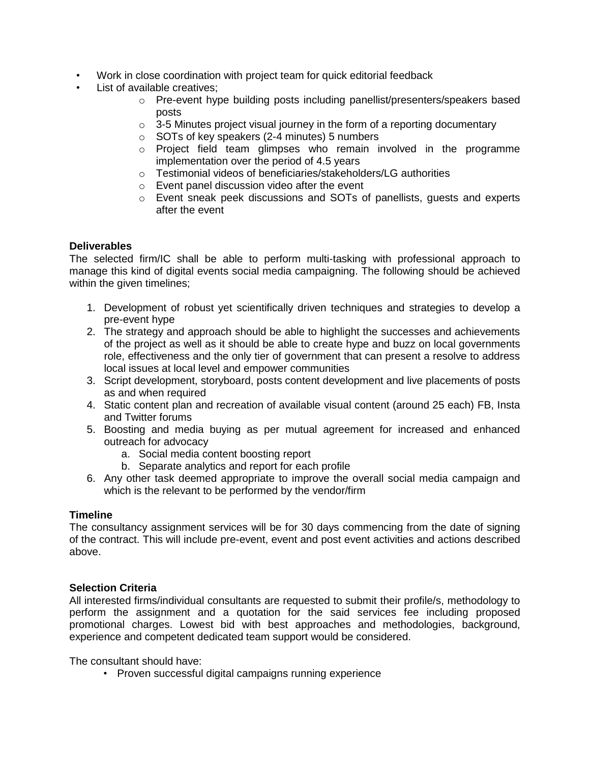- Work in close coordination with project team for quick editorial feedback
- List of available creatives;
    - Pre-event hype building posts including panellist/presenters/speakers based posts
    - 3-5 Minutes project visual journey in the form of a reporting documentary
    - SOTs of key speakers (2-4 minutes) 5 numbers
    - Project field team glimpses who remain involved in the programme implementation over the period of 4.5 years
    - Testimonial videos of beneficiaries/stakeholders/LG authorities
    - Event panel discussion video after the event
    - Event sneak peek discussions and SOTs of panellists, guests and experts after the event

**Deliverables**

The selected firm/IC shall be able to perform multi-tasking with professional approach to manage this kind of digital events social media campaigning. The following should be achieved within the given timelines;

1. Development of robust yet scientifically driven techniques and strategies to develop a pre-event hype
2. The strategy and approach should be able to highlight the successes and achievements of the project as well as it should be able to create hype and buzz on local governments role, effectiveness and the only tier of government that can present a resolve to address local issues at local level and empower communities
3. Script development, storyboard, posts content development and live placements of posts as and when required
4. Static content plan and recreation of available visual content (around 25 each) FB, Insta and Twitter forums
5. Boosting and media buying as per mutual agreement for increased and enhanced outreach for advocacy
    a. Social media content boosting report
    b. Separate analytics and report for each profile
6. Any other task deemed appropriate to improve the overall social media campaign and which is the relevant to be performed by the vendor/firm

**Timeline**

The consultancy assignment services will be for 30 days commencing from the date of signing of the contract. This will include pre-event, event and post event activities and actions described above.

**Selection Criteria**

All interested firms/individual consultants are requested to submit their profile/s, methodology to perform the assignment and a quotation for the said services fee including proposed promotional charges. Lowest bid with best approaches and methodologies, background, experience and competent dedicated team support would be considered.

The consultant should have:

- Proven successful digital campaigns running experience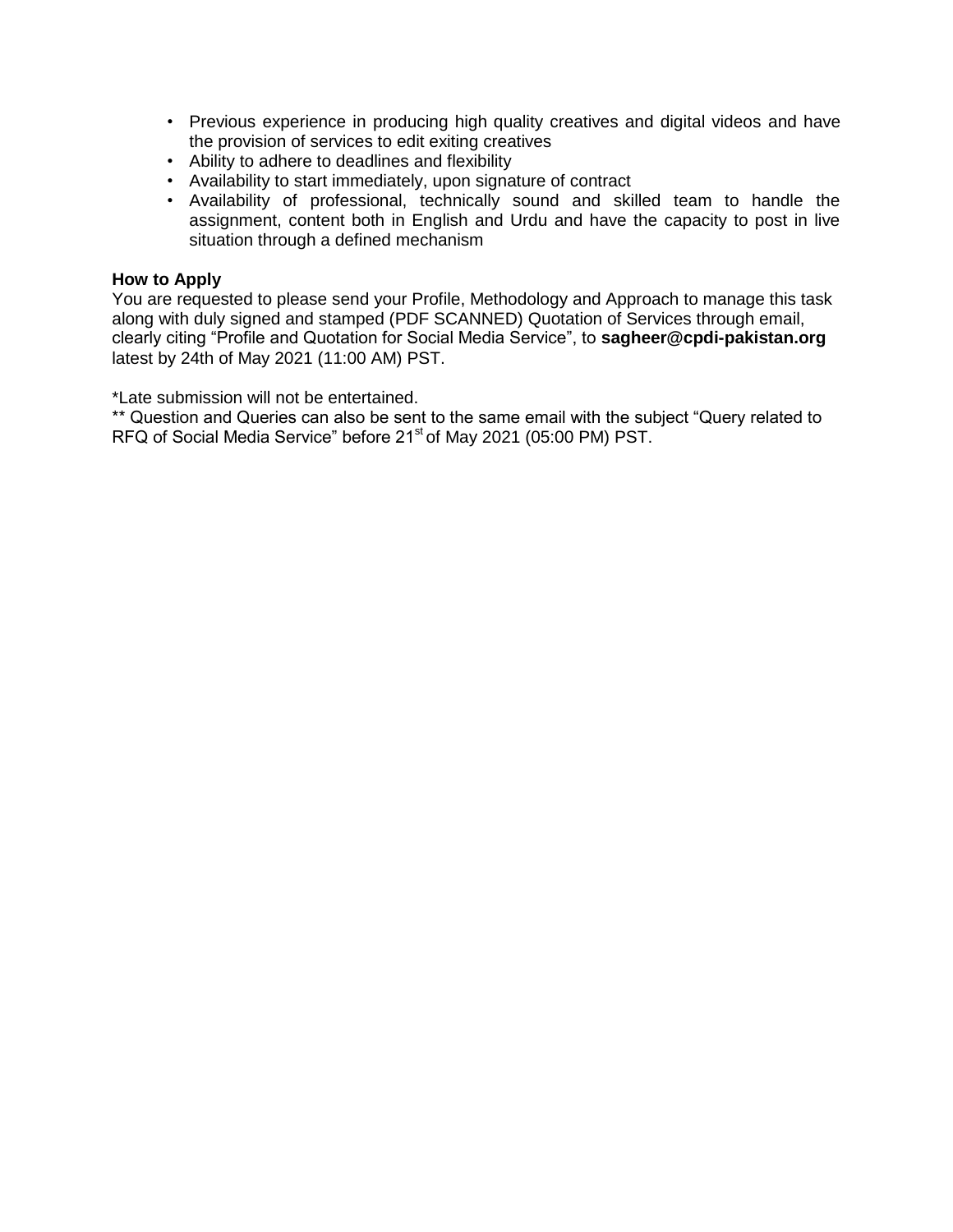- Previous experience in producing high quality creatives and digital videos and have the provision of services to edit exiting creatives
- Ability to adhere to deadlines and flexibility
- Availability to start immediately, upon signature of contract
- Availability of professional, technically sound and skilled team to handle the assignment, content both in English and Urdu and have the capacity to post in live situation through a defined mechanism

**How to Apply**

You are requested to please send your Profile, Methodology and Approach to manage this task along with duly signed and stamped (PDF SCANNED) Quotation of Services through email, clearly citing "Profile and Quotation for Social Media Service", to **sagheer@cpdi-pakistan.org** latest by 24th of May 2021 (11:00 AM) PST.

*Late submission will not be entertained.

** Question and Queries can also be sent to the same email with the subject "Query related to RFQ of Social Media Service" before 21st of May 2021 (05:00 PM) PST.